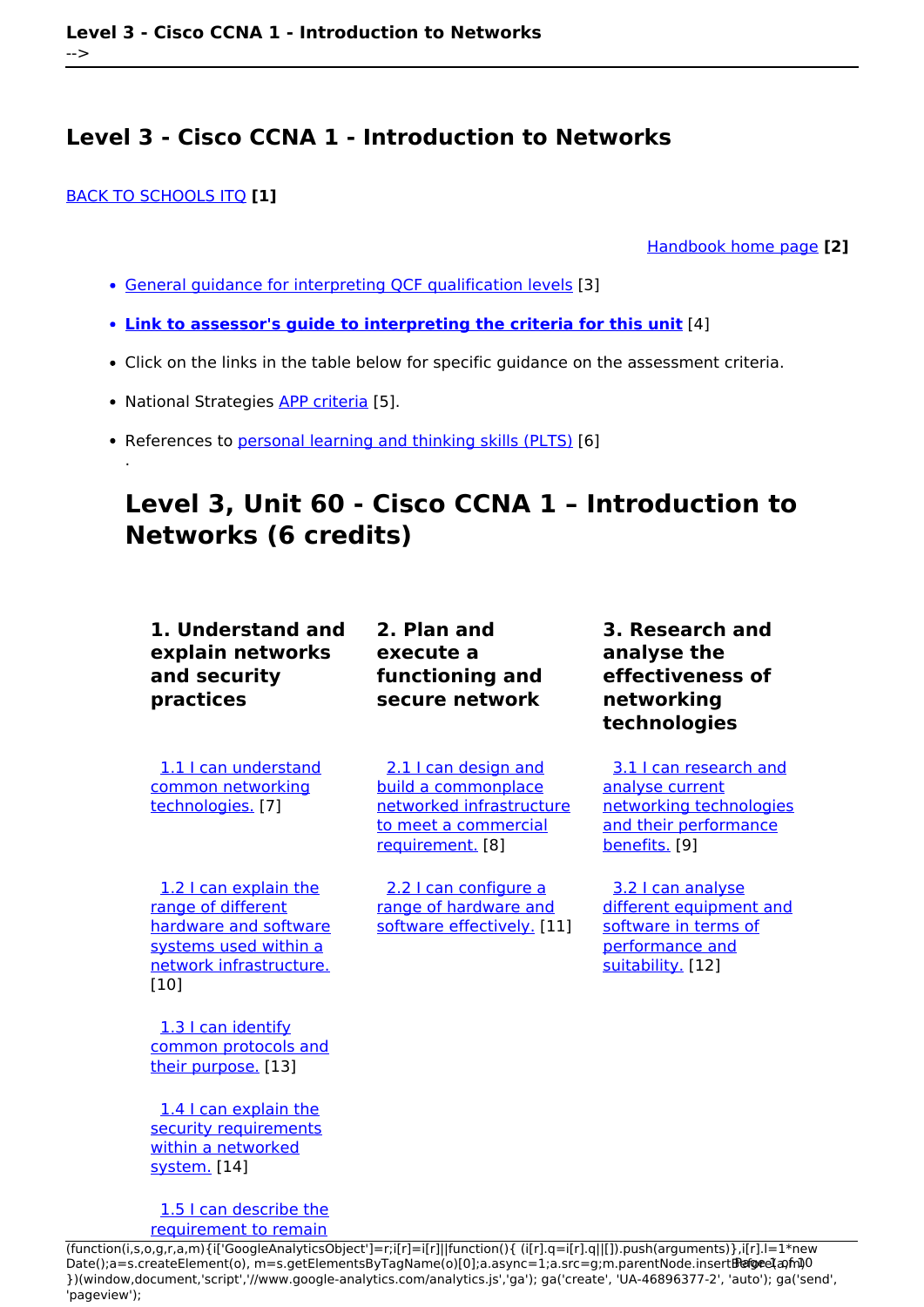-->

# Level 3 - Cisco CCNA 1 - Introduction to Networks

BACK TO SCHOOLS ITQ **[1]**

Handbook home page **[2]**

- General guidance for interpreting QCF qualification levels [3]
- **Link to assessor's guide to interpreting the criteria for this unit** [4]
- Click on the links in the table below for specific guidance on the assessment criteria.
- National Strategies APP criteria [5].
- References to personal learning and thinking skills (PLTS) [6]

.

## Level 3, Unit 60 - Cisco CCNA 1 – Introduction to Networks (6 credits)

| 1. Understand and explain networks and security practices | 2. Plan and execute a functioning and secure network | 3. Research and analyse the effectiveness of networking technologies |
|---|---|---|
| 1.1 I can understand common networking technologies. [7] | 2.1 I can design and build a commonplace networked infrastructure to meet a commercial requirement. [8] | 3.1 I can research and analyse current networking technologies and their performance benefits. [9] |
| 1.2 I can explain the range of different hardware and software systems used within a network infrastructure. [10] | 2.2 I can configure a range of hardware and software effectively. [11] | 3.2 I can analyse different equipment and software in terms of performance and suitability. [12] |
| 1.3 I can identify common protocols and their purpose. [13] | | |
| 1.4 I can explain the security requirements within a networked system. [14] | | |
| 1.5 I can describe the requirement to remain | | |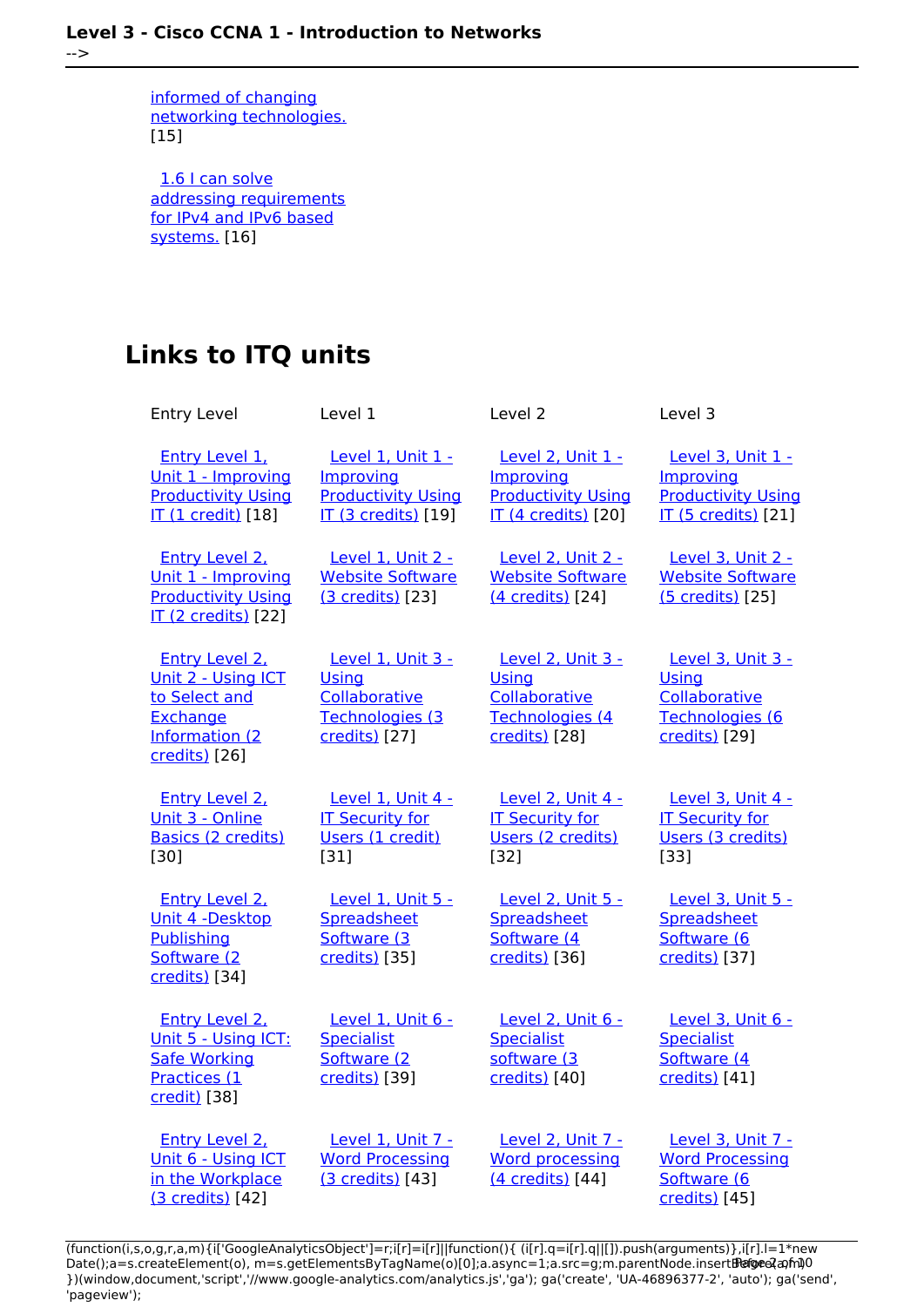informed of changing networking technologies. [15]

1.6 I can solve addressing requirements for IPv4 and IPv6 based systems. [16]

## Links to ITQ units

| Entry Level | Level 1 | Level 2 | Level 3 |
|---|---|---|---|
| Entry Level 1, Unit 1 - Improving Productivity Using IT (1 credit) [18] | Level 1, Unit 1 - Improving Productivity Using IT (3 credits) [19] | Level 2, Unit 1 - Improving Productivity Using IT (4 credits) [20] | Level 3, Unit 1 - Improving Productivity Using IT (5 credits) [21] |
| Entry Level 2, Unit 1 - Improving Productivity Using IT (2 credits) [22] | Level 1, Unit 2 - Website Software (3 credits) [23] | Level 2, Unit 2 - Website Software (4 credits) [24] | Level 3, Unit 2 - Website Software (5 credits) [25] |
| Entry Level 2, Unit 2 - Using ICT to Select and Exchange Information (2 credits) [26] | Level 1, Unit 3 - Using Collaborative Technologies (3 credits) [27] | Level 2, Unit 3 - Using Collaborative Technologies (4 credits) [28] | Level 3, Unit 3 - Using Collaborative Technologies (6 credits) [29] |
| Entry Level 2, Unit 3 - Online Basics (2 credits) [30] | Level 1, Unit 4 - IT Security for Users (1 credit) [31] | Level 2, Unit 4 - IT Security for Users (2 credits) [32] | Level 3, Unit 4 - IT Security for Users (3 credits) [33] |
| Entry Level 2, Unit 4 -Desktop Publishing Software (2 credits) [34] | Level 1, Unit 5 - Spreadsheet Software (3 credits) [35] | Level 2, Unit 5 - Spreadsheet Software (4 credits) [36] | Level 3, Unit 5 - Spreadsheet Software (6 credits) [37] |
| Entry Level 2, Unit 5 - Using ICT: Safe Working Practices (1 credit) [38] | Level 1, Unit 6 - Specialist Software (2 credits) [39] | Level 2, Unit 6 - Specialist software (3 credits) [40] | Level 3, Unit 6 - Specialist Software (4 credits) [41] |
| Entry Level 2, Unit 6 - Using ICT in the Workplace (3 credits) [42] | Level 1, Unit 7 - Word Processing (3 credits) [43] | Level 2, Unit 7 - Word processing (4 credits) [44] | Level 3, Unit 7 - Word Processing Software (6 credits) [45] |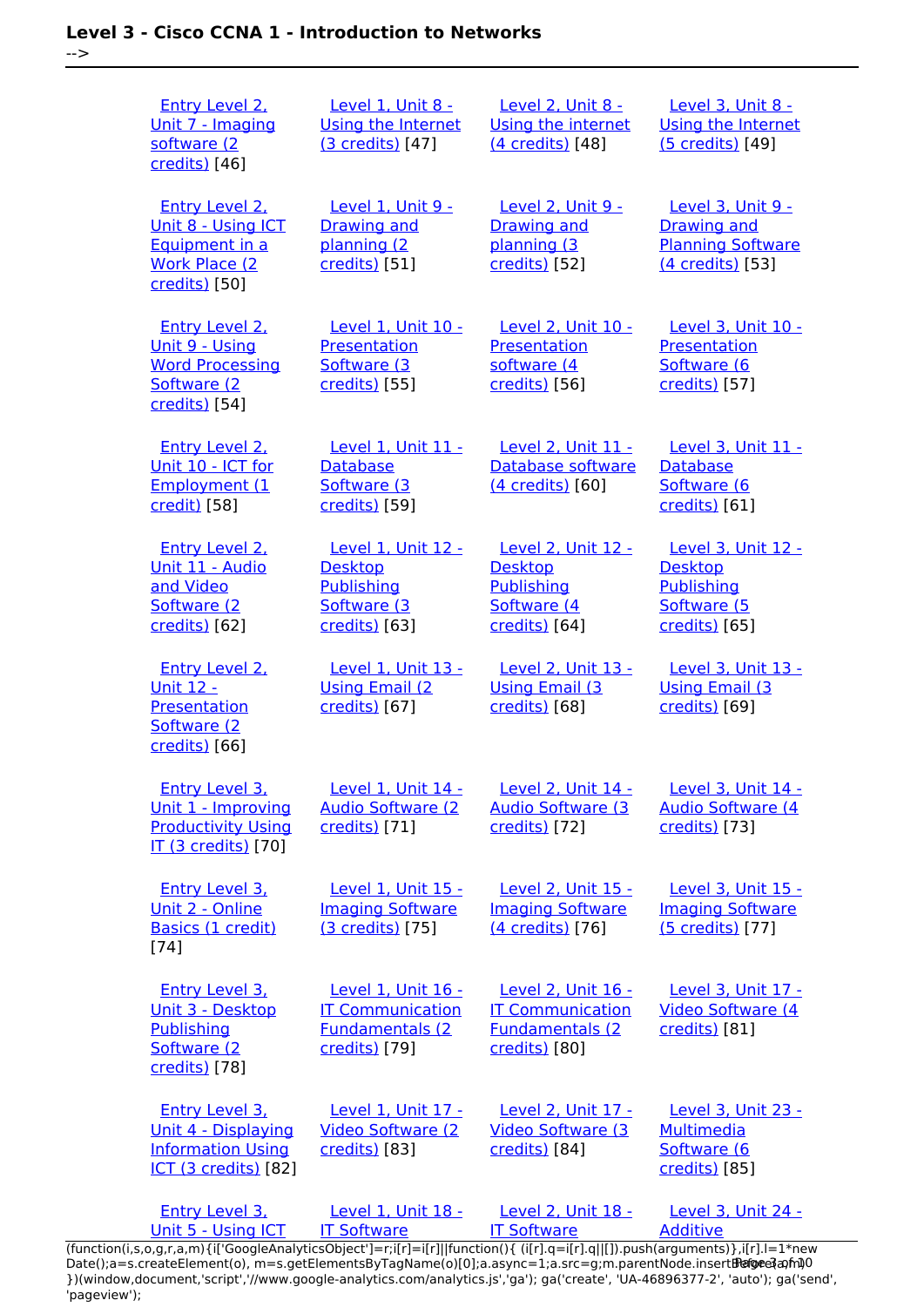| | | | |
|---|---|---|---|
| Entry Level 2, Unit 7 - Imaging software (2 credits) [46] | Level 1, Unit 8 - Using the Internet (3 credits) [47] | Level 2, Unit 8 - Using the internet (4 credits) [48] | Level 3, Unit 8 - Using the Internet (5 credits) [49] |
| Entry Level 2, Unit 8 - Using ICT Equipment in a Work Place (2 credits) [50] | Level 1, Unit 9 - Drawing and planning (2 credits) [51] | Level 2, Unit 9 - Drawing and planning (3 credits) [52] | Level 3, Unit 9 - Drawing and Planning Software (4 credits) [53] |
| Entry Level 2, Unit 9 - Using Word Processing Software (2 credits) [54] | Level 1, Unit 10 - Presentation Software (3 credits) [55] | Level 2, Unit 10 - Presentation software (4 credits) [56] | Level 3, Unit 10 - Presentation Software (6 credits) [57] |
| Entry Level 2, Unit 10 - ICT for Employment (1 credit) [58] | Level 1, Unit 11 - Database Software (3 credits) [59] | Level 2, Unit 11 - Database software (4 credits) [60] | Level 3, Unit 11 - Database Software (6 credits) [61] |
| Entry Level 2, Unit 11 - Audio and Video Software (2 credits) [62] | Level 1, Unit 12 - Desktop Publishing Software (3 credits) [63] | Level 2, Unit 12 - Desktop Publishing Software (4 credits) [64] | Level 3, Unit 12 - Desktop Publishing Software (5 credits) [65] |
| Entry Level 2, Unit 12 - Presentation Software (2 credits) [66] | Level 1, Unit 13 - Using Email (2 credits) [67] | Level 2, Unit 13 - Using Email (3 credits) [68] | Level 3, Unit 13 - Using Email (3 credits) [69] |
| Entry Level 3, Unit 1 - Improving Productivity Using IT (3 credits) [70] | Level 1, Unit 14 - Audio Software (2 credits) [71] | Level 2, Unit 14 - Audio Software (3 credits) [72] | Level 3, Unit 14 - Audio Software (4 credits) [73] |
| Entry Level 3, Unit 2 - Online Basics (1 credit) [74] | Level 1, Unit 15 - Imaging Software (3 credits) [75] | Level 2, Unit 15 - Imaging Software (4 credits) [76] | Level 3, Unit 15 - Imaging Software (5 credits) [77] |
| Entry Level 3, Unit 3 - Desktop Publishing Software (2 credits) [78] | Level 1, Unit 16 - IT Communication Fundamentals (2 credits) [79] | Level 2, Unit 16 - IT Communication Fundamentals (2 credits) [80] | Level 3, Unit 17 - Video Software (4 credits) [81] |
| Entry Level 3, Unit 4 - Displaying Information Using ICT (3 credits) [82] | Level 1, Unit 17 - Video Software (2 credits) [83] | Level 2, Unit 17 - Video Software (3 credits) [84] | Level 3, Unit 23 - Multimedia Software (6 credits) [85] |
| Entry Level 3, Unit 5 - Using ICT | Level 1, Unit 18 - IT Software | Level 2, Unit 18 - IT Software | Level 3, Unit 24 - Additive |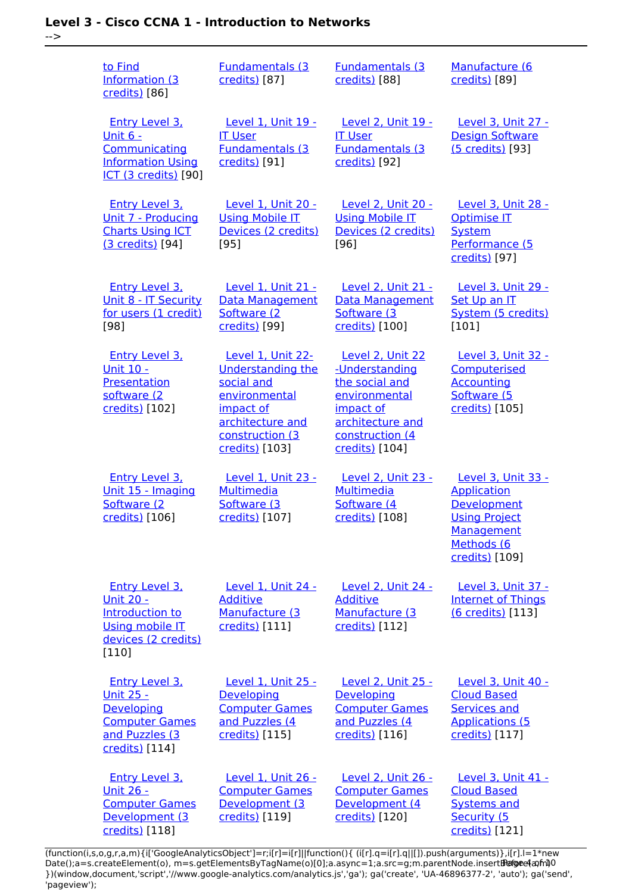| | | | |
|---|---|---|---|
| to Find Information (3 credits) [86] | Fundamentals (3 credits) [87] | Fundamentals (3 credits) [88] | Manufacture (6 credits) [89] |
| Entry Level 3, Unit 6 - Communicating Information Using ICT (3 credits) [90] | Level 1, Unit 19 - IT User Fundamentals (3 credits) [91] | Level 2, Unit 19 - IT User Fundamentals (3 credits) [92] | Level 3, Unit 27 - Design Software (5 credits) [93] |
| Entry Level 3, Unit 7 - Producing Charts Using ICT (3 credits) [94] | Level 1, Unit 20 - Using Mobile IT Devices (2 credits) [95] | Level 2, Unit 20 - Using Mobile IT Devices (2 credits) [96] | Level 3, Unit 28 - Optimise IT System Performance (5 credits) [97] |
| Entry Level 3, Unit 8 - IT Security for users (1 credit) [98] | Level 1, Unit 21 - Data Management Software (2 credits) [99] | Level 2, Unit 21 - Data Management Software (3 credits) [100] | Level 3, Unit 29 - Set Up an IT System (5 credits) [101] |
| Entry Level 3, Unit 10 - Presentation software (2 credits) [102] | Level 1, Unit 22- Understanding the social and environmental impact of architecture and construction (3 credits) [103] | Level 2, Unit 22 -Understanding the social and environmental impact of architecture and construction (4 credits) [104] | Level 3, Unit 32 - Computerised Accounting Software (5 credits) [105] |
| Entry Level 3, Unit 15 - Imaging Software (2 credits) [106] | Level 1, Unit 23 - Multimedia Software (3 credits) [107] | Level 2, Unit 23 - Multimedia Software (4 credits) [108] | Level 3, Unit 33 - Application Development Using Project Management Methods (6 credits) [109] |
| Entry Level 3, Unit 20 - Introduction to Using mobile IT devices (2 credits) [110] | Level 1, Unit 24 - Additive Manufacture (3 credits) [111] | Level 2, Unit 24 - Additive Manufacture (3 credits) [112] | Level 3, Unit 37 - Internet of Things (6 credits) [113] |
| Entry Level 3, Unit 25 - Developing Computer Games and Puzzles (3 credits) [114] | Level 1, Unit 25 - Developing Computer Games and Puzzles (4 credits) [115] | Level 2, Unit 25 - Developing Computer Games and Puzzles (4 credits) [116] | Level 3, Unit 40 - Cloud Based Services and Applications (5 credits) [117] |
| Entry Level 3, Unit 26 - Computer Games Development (3 credits) [118] | Level 1, Unit 26 - Computer Games Development (3 credits) [119] | Level 2, Unit 26 - Computer Games Development (4 credits) [120] | Level 3, Unit 41 - Cloud Based Systems and Security (5 credits) [121] |

```
(function(i,s,o,g,r,a,m){i['GoogleAnalyticsObject']=r;i[r]=i[r]||function(){ (i[r].q=i[r].q||[]).push(arguments)},i[r].l=1*new Date();a=s.createElement(o), m=s.getElementsByTagName(o)[0];a.async=1;a.src=g;m.parentNode.insertBefore(a,m) })(window,document,'script','//www.google-analytics.com/analytics.js','ga'); ga('create', 'UA-46896377-2', 'auto'); ga('send', 'pageview');
```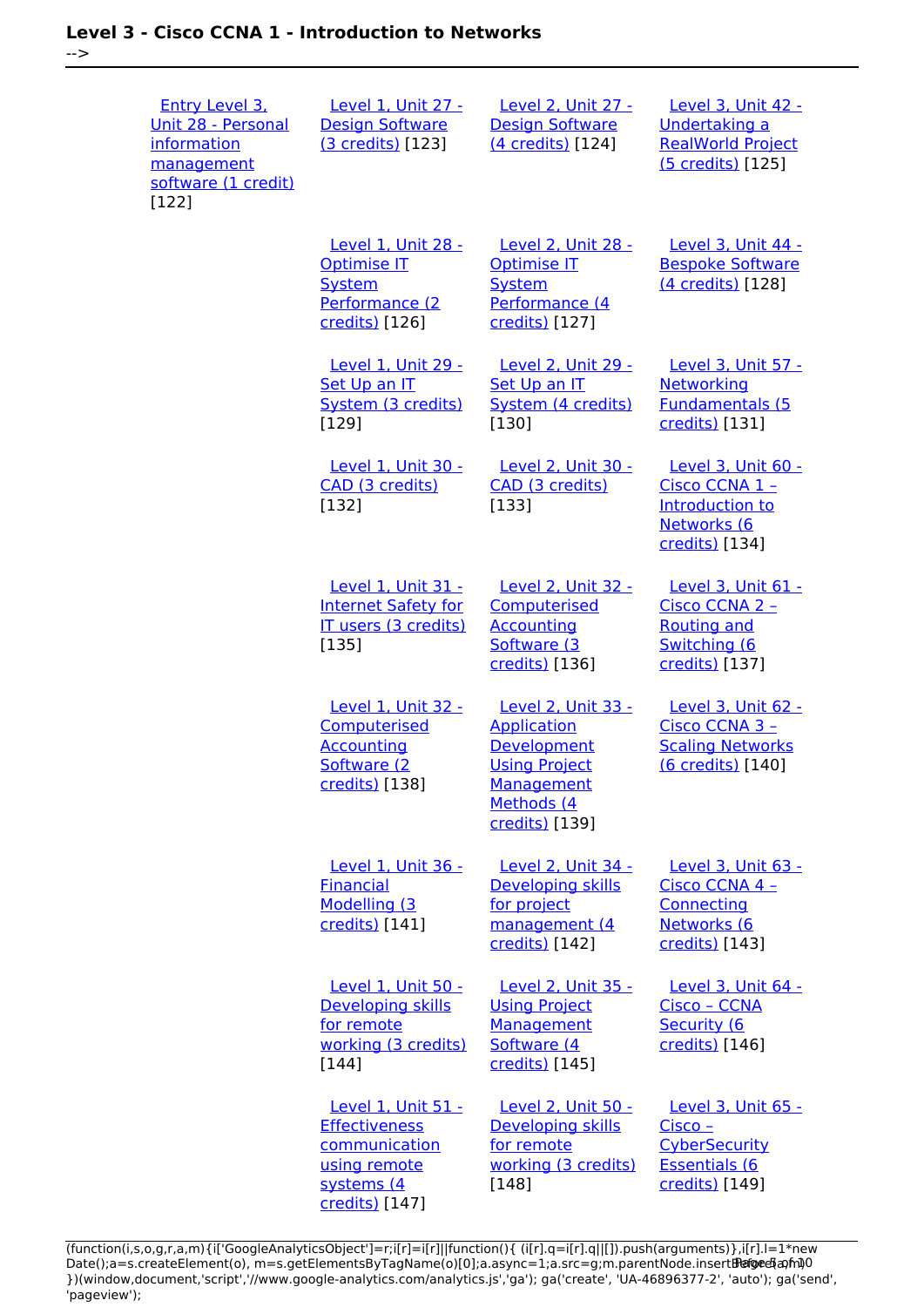| | | | |
|---|---|---|---|
| Entry Level 3, Unit 28 - Personal information management software (1 credit) [122] | Level 1, Unit 27 - Design Software (3 credits) [123] | Level 2, Unit 27 - Design Software (4 credits) [124] | Level 3, Unit 42 - Undertaking a RealWorld Project (5 credits) [125] |
| | Level 1, Unit 28 - Optimise IT System Performance (2 credits) [126] | Level 2, Unit 28 - Optimise IT System Performance (4 credits) [127] | Level 3, Unit 44 - Bespoke Software (4 credits) [128] |
| | Level 1, Unit 29 - Set Up an IT System (3 credits) [129] | Level 2, Unit 29 - Set Up an IT System (4 credits) [130] | Level 3, Unit 57 - Networking Fundamentals (5 credits) [131] |
| | Level 1, Unit 30 - CAD (3 credits) [132] | Level 2, Unit 30 - CAD (3 credits) [133] | Level 3, Unit 60 - Cisco CCNA 1 – Introduction to Networks (6 credits) [134] |
| | Level 1, Unit 31 - Internet Safety for IT users (3 credits) [135] | Level 2, Unit 32 - Computerised Accounting Software (3 credits) [136] | Level 3, Unit 61 - Cisco CCNA 2 – Routing and Switching (6 credits) [137] |
| | Level 1, Unit 32 - Computerised Accounting Software (2 credits) [138] | Level 2, Unit 33 - Application Development Using Project Management Methods (4 credits) [139] | Level 3, Unit 62 - Cisco CCNA 3 – Scaling Networks (6 credits) [140] |
| | Level 1, Unit 36 - Financial Modelling (3 credits) [141] | Level 2, Unit 34 - Developing skills for project management (4 credits) [142] | Level 3, Unit 63 - Cisco CCNA 4 – Connecting Networks (6 credits) [143] |
| | Level 1, Unit 50 - Developing skills for remote working (3 credits) [144] | Level 2, Unit 35 - Using Project Management Software (4 credits) [145] | Level 3, Unit 64 - Cisco – CCNA Security (6 credits) [146] |
| | Level 1, Unit 51 - Effectiveness communication using remote systems (4 credits) [147] | Level 2, Unit 50 - Developing skills for remote working (3 credits) [148] | Level 3, Unit 65 - Cisco – CyberSecurity Essentials (6 credits) [149] |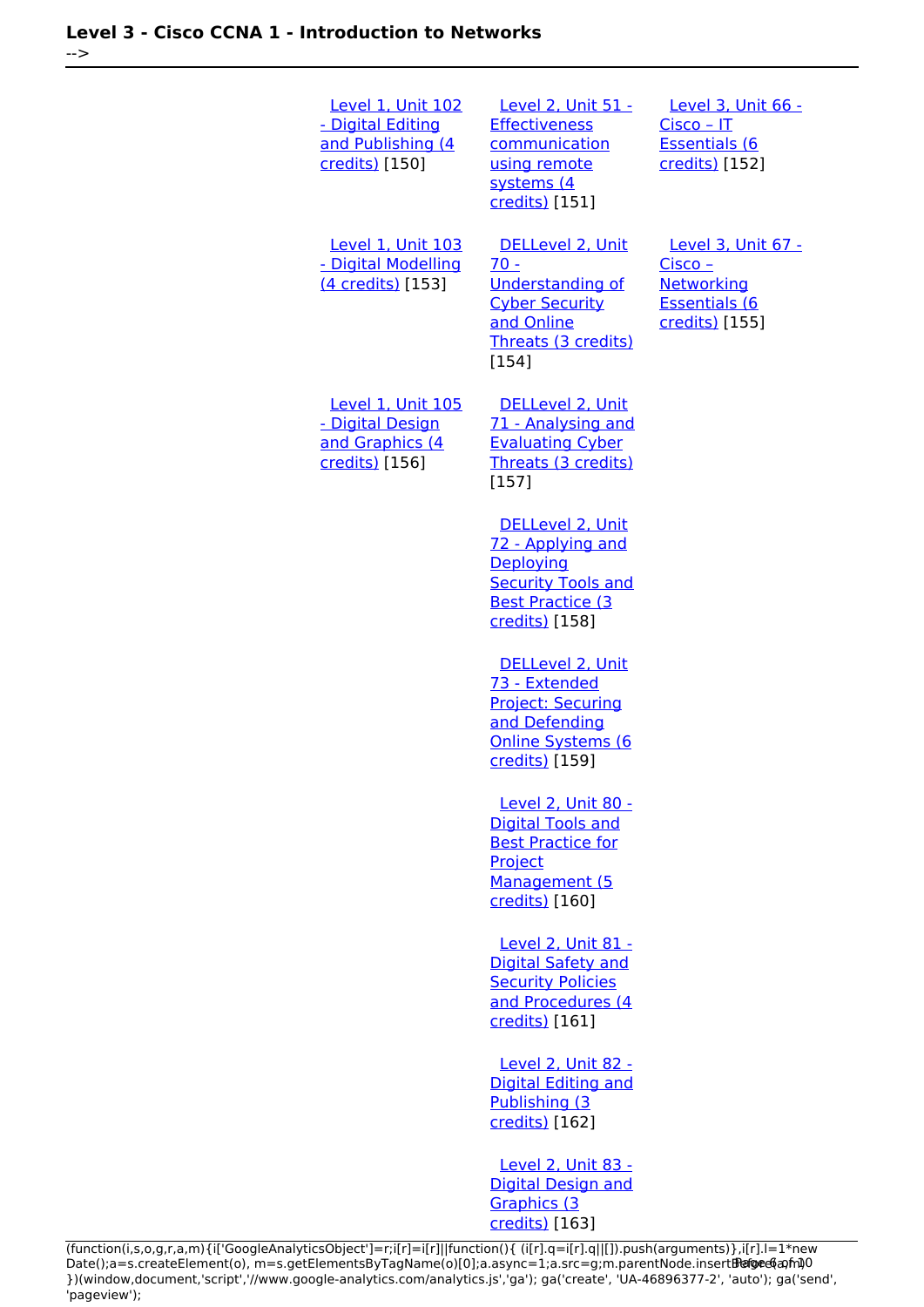| Level 1 | Level 2 | Level 3 |
|---|---|---|
| Level 1, Unit 102 - Digital Editing and Publishing (4 credits) [150] | Level 2, Unit 51 - Effectiveness communication using remote systems (4 credits) [151] | Level 3, Unit 66 - Cisco – IT Essentials (6 credits) [152] |
| Level 1, Unit 103 - Digital Modelling (4 credits) [153] | DELLevel 2, Unit 70 - Understanding of Cyber Security and Online Threats (3 credits) [154] | Level 3, Unit 67 - Cisco – Networking Essentials (6 credits) [155] |
| Level 1, Unit 105 - Digital Design and Graphics (4 credits) [156] | DELLevel 2, Unit 71 - Analysing and Evaluating Cyber Threats (3 credits) [157] | |
| | DELLevel 2, Unit 72 - Applying and Deploying Security Tools and Best Practice (3 credits) [158] | |
| | DELLevel 2, Unit 73 - Extended Project: Securing and Defending Online Systems (6 credits) [159] | |
| | Level 2, Unit 80 - Digital Tools and Best Practice for Project Management (5 credits) [160] | |
| | Level 2, Unit 81 - Digital Safety and Security Policies and Procedures (4 credits) [161] | |
| | Level 2, Unit 82 - Digital Editing and Publishing (3 credits) [162] | |
| | Level 2, Unit 83 - Digital Design and Graphics (3 credits) [163] | |

```
(function(i,s,o,g,r,a,m){i['GoogleAnalyticsObject']=r;i[r]=i[r]||function(){ (i[r].q=i[r].q||[]).push(arguments)},i[r].l=1*new Date();a=s.createElement(o), m=s.getElementsByTagName(o)[0];a.async=1;a.src=g;m.parentNode.insertBefore(a,m) })(window,document,'script','//www.google-analytics.com/analytics.js','ga'); ga('create', 'UA-46896377-2', 'auto'); ga('send', 'pageview');
```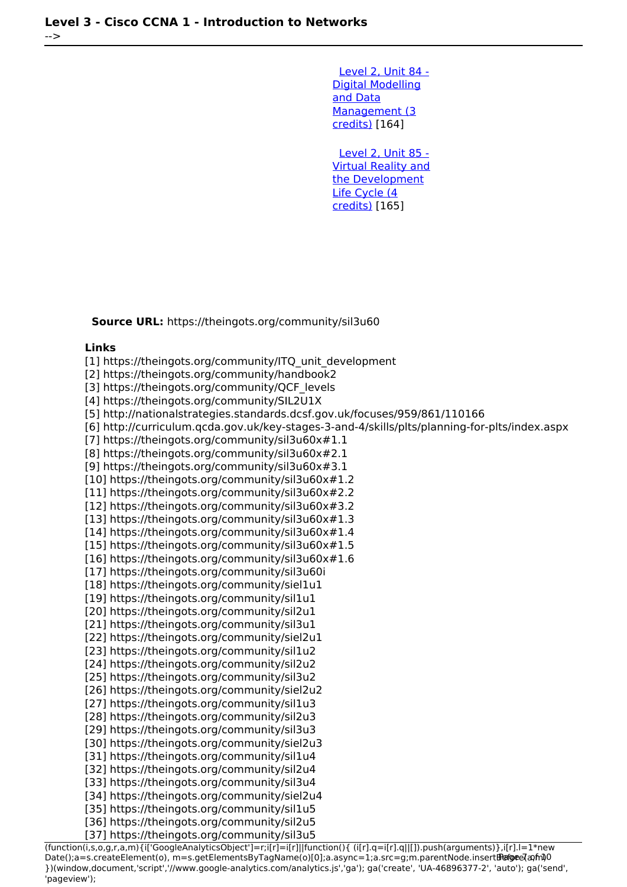[Level 2, Unit 84 - Digital Modelling and Data Management (3 credits)](https://theingots.org/community/sil3u60) [164]

[Level 2, Unit 85 - Virtual Reality and the Development Life Cycle (4 credits)](https://theingots.org/community/sil3u60) [165]

**Source URL:** https://theingots.org/community/sil3u60

**Links**

[1] https://theingots.org/community/ITQ_unit_development
[2] https://theingots.org/community/handbook2
[3] https://theingots.org/community/QCF_levels
[4] https://theingots.org/community/SIL2U1X
[5] http://nationalstrategies.standards.dcsf.gov.uk/focuses/959/861/110166
[6] http://curriculum.qcda.gov.uk/key-stages-3-and-4/skills/plts/planning-for-plts/index.aspx
[7] https://theingots.org/community/sil3u60x#1.1
[8] https://theingots.org/community/sil3u60x#2.1
[9] https://theingots.org/community/sil3u60x#3.1
[10] https://theingots.org/community/sil3u60x#1.2
[11] https://theingots.org/community/sil3u60x#2.2
[12] https://theingots.org/community/sil3u60x#3.2
[13] https://theingots.org/community/sil3u60x#1.3
[14] https://theingots.org/community/sil3u60x#1.4
[15] https://theingots.org/community/sil3u60x#1.5
[16] https://theingots.org/community/sil3u60x#1.6
[17] https://theingots.org/community/sil3u60i
[18] https://theingots.org/community/siel1u1
[19] https://theingots.org/community/sil1u1
[20] https://theingots.org/community/sil2u1
[21] https://theingots.org/community/sil3u1
[22] https://theingots.org/community/siel2u1
[23] https://theingots.org/community/sil1u2
[24] https://theingots.org/community/sil2u2
[25] https://theingots.org/community/sil3u2
[26] https://theingots.org/community/siel2u2
[27] https://theingots.org/community/sil1u3
[28] https://theingots.org/community/sil2u3
[29] https://theingots.org/community/sil3u3
[30] https://theingots.org/community/siel2u3
[31] https://theingots.org/community/sil1u4
[32] https://theingots.org/community/sil2u4
[33] https://theingots.org/community/sil3u4
[34] https://theingots.org/community/siel2u4
[35] https://theingots.org/community/sil1u5
[36] https://theingots.org/community/sil2u5
[37] https://theingots.org/community/sil3u5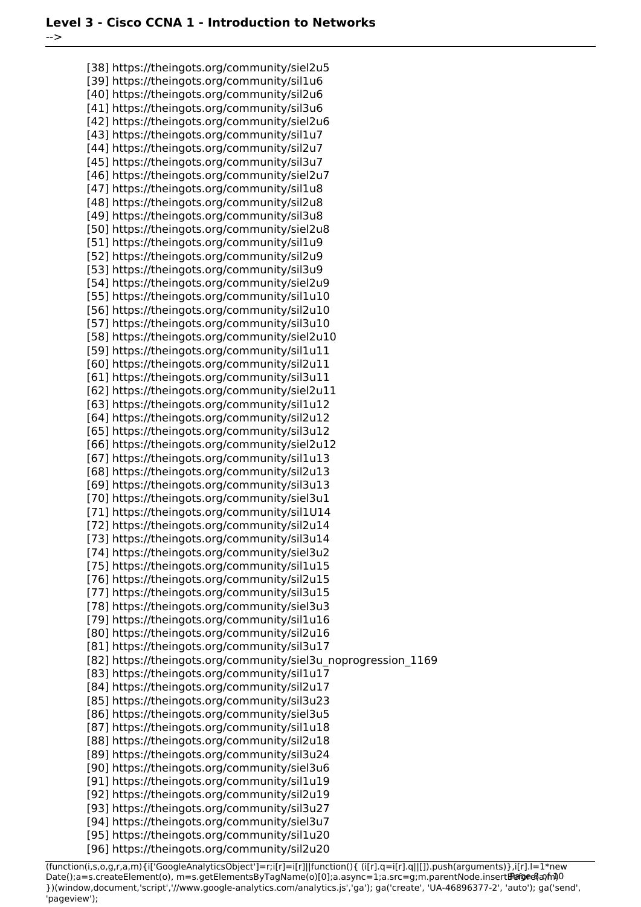[38] https://theingots.org/community/siel2u5
[39] https://theingots.org/community/sil1u6
[40] https://theingots.org/community/sil2u6
[41] https://theingots.org/community/sil3u6
[42] https://theingots.org/community/siel2u6
[43] https://theingots.org/community/sil1u7
[44] https://theingots.org/community/sil2u7
[45] https://theingots.org/community/sil3u7
[46] https://theingots.org/community/siel2u7
[47] https://theingots.org/community/sil1u8
[48] https://theingots.org/community/sil2u8
[49] https://theingots.org/community/sil3u8
[50] https://theingots.org/community/siel2u8
[51] https://theingots.org/community/sil1u9
[52] https://theingots.org/community/sil2u9
[53] https://theingots.org/community/sil3u9
[54] https://theingots.org/community/siel2u9
[55] https://theingots.org/community/sil1u10
[56] https://theingots.org/community/sil2u10
[57] https://theingots.org/community/sil3u10
[58] https://theingots.org/community/siel2u10
[59] https://theingots.org/community/sil1u11
[60] https://theingots.org/community/sil2u11
[61] https://theingots.org/community/sil3u11
[62] https://theingots.org/community/siel2u11
[63] https://theingots.org/community/sil1u12
[64] https://theingots.org/community/sil2u12
[65] https://theingots.org/community/sil3u12
[66] https://theingots.org/community/siel2u12
[67] https://theingots.org/community/sil1u13
[68] https://theingots.org/community/sil2u13
[69] https://theingots.org/community/sil3u13
[70] https://theingots.org/community/siel3u1
[71] https://theingots.org/community/sil1U14
[72] https://theingots.org/community/sil2u14
[73] https://theingots.org/community/sil3u14
[74] https://theingots.org/community/siel3u2
[75] https://theingots.org/community/sil1u15
[76] https://theingots.org/community/sil2u15
[77] https://theingots.org/community/sil3u15
[78] https://theingots.org/community/siel3u3
[79] https://theingots.org/community/sil1u16
[80] https://theingots.org/community/sil2u16
[81] https://theingots.org/community/sil3u17
[82] https://theingots.org/community/siel3u_noprogression_1169
[83] https://theingots.org/community/sil1u17
[84] https://theingots.org/community/sil2u17
[85] https://theingots.org/community/sil3u23
[86] https://theingots.org/community/siel3u5
[87] https://theingots.org/community/sil1u18
[88] https://theingots.org/community/sil2u18
[89] https://theingots.org/community/sil3u24
[90] https://theingots.org/community/siel3u6
[91] https://theingots.org/community/sil1u19
[92] https://theingots.org/community/sil2u19
[93] https://theingots.org/community/sil3u27
[94] https://theingots.org/community/siel3u7
[95] https://theingots.org/community/sil1u20
[96] https://theingots.org/community/sil2u20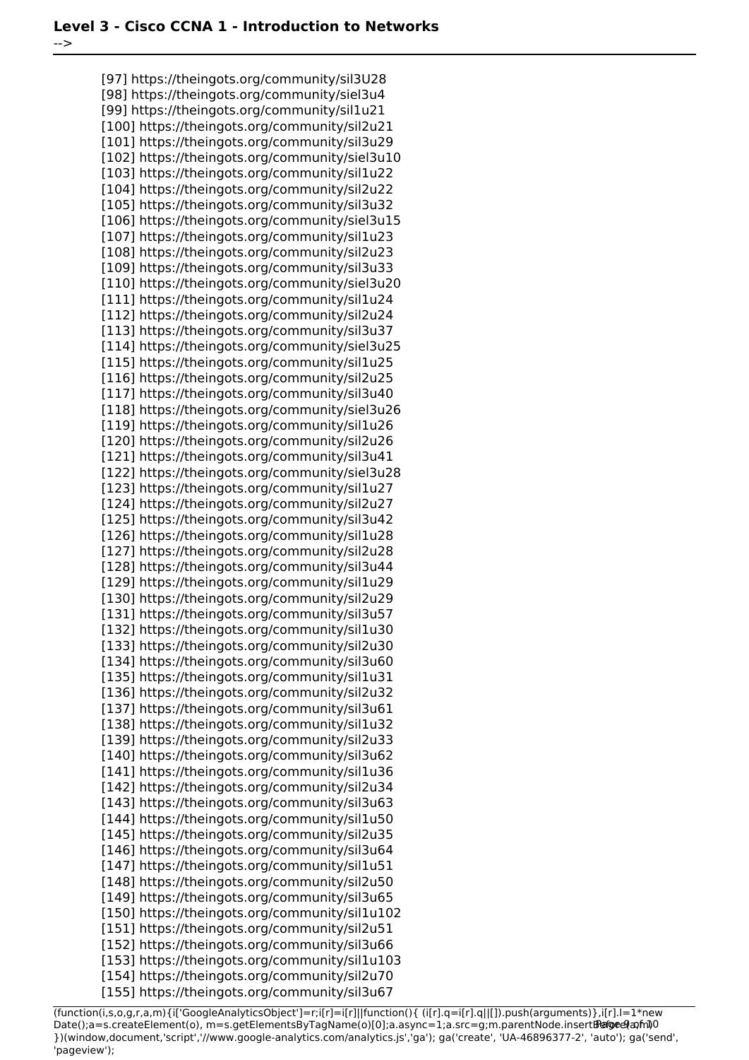[97] https://theingots.org/community/sil3U28
[98] https://theingots.org/community/siel3u4
[99] https://theingots.org/community/sil1u21
[100] https://theingots.org/community/sil2u21
[101] https://theingots.org/community/sil3u29
[102] https://theingots.org/community/siel3u10
[103] https://theingots.org/community/sil1u22
[104] https://theingots.org/community/sil2u22
[105] https://theingots.org/community/sil3u32
[106] https://theingots.org/community/siel3u15
[107] https://theingots.org/community/sil1u23
[108] https://theingots.org/community/sil2u23
[109] https://theingots.org/community/sil3u33
[110] https://theingots.org/community/siel3u20
[111] https://theingots.org/community/sil1u24
[112] https://theingots.org/community/sil2u24
[113] https://theingots.org/community/sil3u37
[114] https://theingots.org/community/siel3u25
[115] https://theingots.org/community/sil1u25
[116] https://theingots.org/community/sil2u25
[117] https://theingots.org/community/sil3u40
[118] https://theingots.org/community/siel3u26
[119] https://theingots.org/community/sil1u26
[120] https://theingots.org/community/sil2u26
[121] https://theingots.org/community/sil3u41
[122] https://theingots.org/community/siel3u28
[123] https://theingots.org/community/sil1u27
[124] https://theingots.org/community/sil2u27
[125] https://theingots.org/community/sil3u42
[126] https://theingots.org/community/sil1u28
[127] https://theingots.org/community/sil2u28
[128] https://theingots.org/community/sil3u44
[129] https://theingots.org/community/sil1u29
[130] https://theingots.org/community/sil2u29
[131] https://theingots.org/community/sil3u57
[132] https://theingots.org/community/sil1u30
[133] https://theingots.org/community/sil2u30
[134] https://theingots.org/community/sil3u60
[135] https://theingots.org/community/sil1u31
[136] https://theingots.org/community/sil2u32
[137] https://theingots.org/community/sil3u61
[138] https://theingots.org/community/sil1u32
[139] https://theingots.org/community/sil2u33
[140] https://theingots.org/community/sil3u62
[141] https://theingots.org/community/sil1u36
[142] https://theingots.org/community/sil2u34
[143] https://theingots.org/community/sil3u63
[144] https://theingots.org/community/sil1u50
[145] https://theingots.org/community/sil2u35
[146] https://theingots.org/community/sil3u64
[147] https://theingots.org/community/sil1u51
[148] https://theingots.org/community/sil2u50
[149] https://theingots.org/community/sil3u65
[150] https://theingots.org/community/sil1u102
[151] https://theingots.org/community/sil2u51
[152] https://theingots.org/community/sil3u66
[153] https://theingots.org/community/sil1u103
[154] https://theingots.org/community/sil2u70
[155] https://theingots.org/community/sil3u67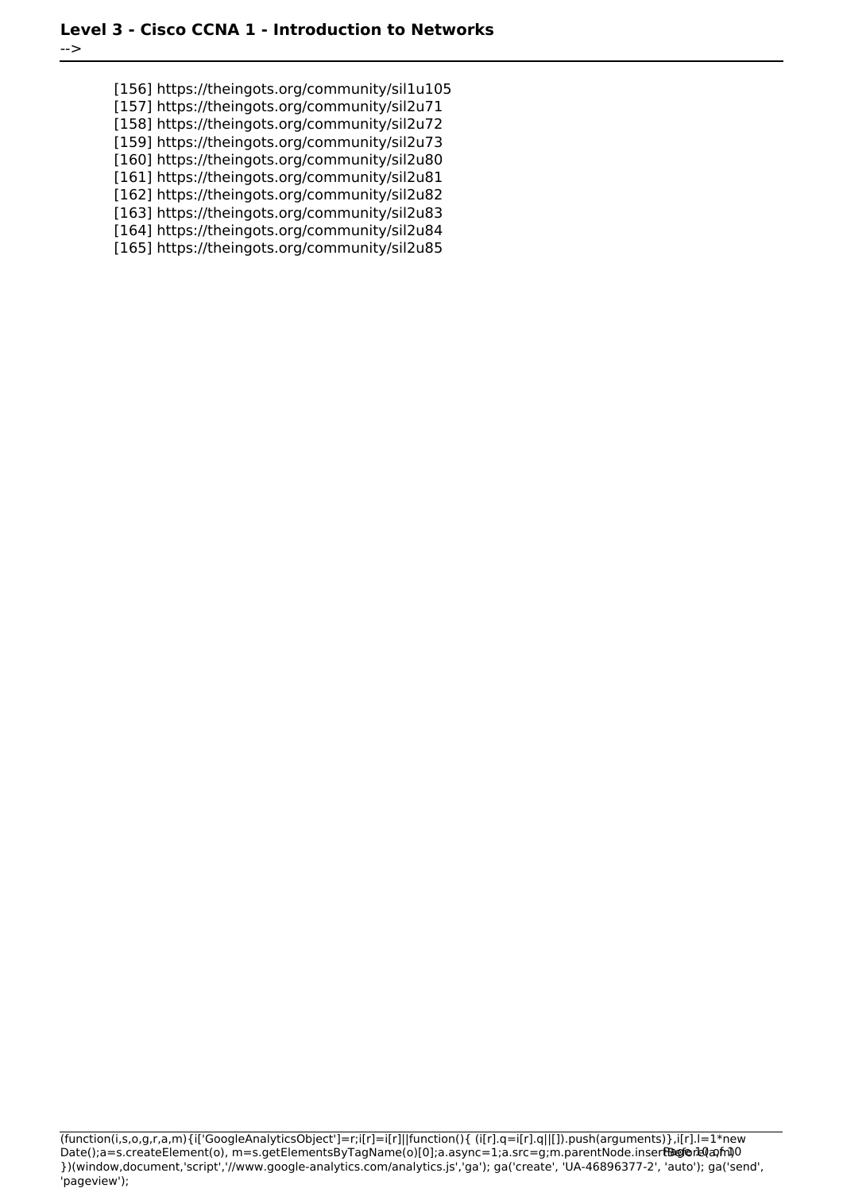[156] https://theingots.org/community/sil1u105
[157] https://theingots.org/community/sil2u71
[158] https://theingots.org/community/sil2u72
[159] https://theingots.org/community/sil2u73
[160] https://theingots.org/community/sil2u80
[161] https://theingots.org/community/sil2u81
[162] https://theingots.org/community/sil2u82
[163] https://theingots.org/community/sil2u83
[164] https://theingots.org/community/sil2u84
[165] https://theingots.org/community/sil2u85